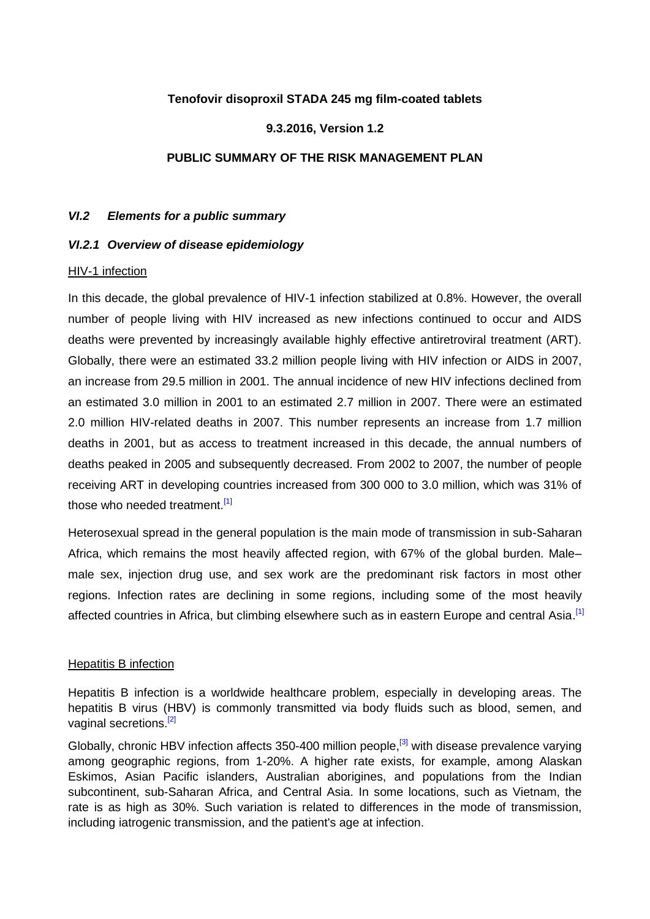**Tenofovir disoproxil STADA 245 mg film-coated tablets**

**9.3.2016, Version 1.2**

**PUBLIC SUMMARY OF THE RISK MANAGEMENT PLAN**

### *VI.2 Elements for a public summary*

### *VI.2.1 Overview of disease epidemiology*

HIV-1 infection

In this decade, the global prevalence of HIV-1 infection stabilized at 0.8%. However, the overall number of people living with HIV increased as new infections continued to occur and AIDS deaths were prevented by increasingly available highly effective antiretroviral treatment (ART). Globally, there were an estimated 33.2 million people living with HIV infection or AIDS in 2007, an increase from 29.5 million in 2001. The annual incidence of new HIV infections declined from an estimated 3.0 million in 2001 to an estimated 2.7 million in 2007. There were an estimated 2.0 million HIV-related deaths in 2007. This number represents an increase from 1.7 million deaths in 2001, but as access to treatment increased in this decade, the annual numbers of deaths peaked in 2005 and subsequently decreased. From 2002 to 2007, the number of people receiving ART in developing countries increased from 300 000 to 3.0 million, which was 31% of those who needed treatment.[1]

Heterosexual spread in the general population is the main mode of transmission in sub-Saharan Africa, which remains the most heavily affected region, with 67% of the global burden. Male–male sex, injection drug use, and sex work are the predominant risk factors in most other regions. Infection rates are declining in some regions, including some of the most heavily affected countries in Africa, but climbing elsewhere such as in eastern Europe and central Asia.[1]

Hepatitis B infection

Hepatitis B infection is a worldwide healthcare problem, especially in developing areas. The hepatitis B virus (HBV) is commonly transmitted via body fluids such as blood, semen, and vaginal secretions.[2]

Globally, chronic HBV infection affects 350-400 million people,[3] with disease prevalence varying among geographic regions, from 1-20%. A higher rate exists, for example, among Alaskan Eskimos, Asian Pacific islanders, Australian aborigines, and populations from the Indian subcontinent, sub-Saharan Africa, and Central Asia. In some locations, such as Vietnam, the rate is as high as 30%. Such variation is related to differences in the mode of transmission, including iatrogenic transmission, and the patient's age at infection.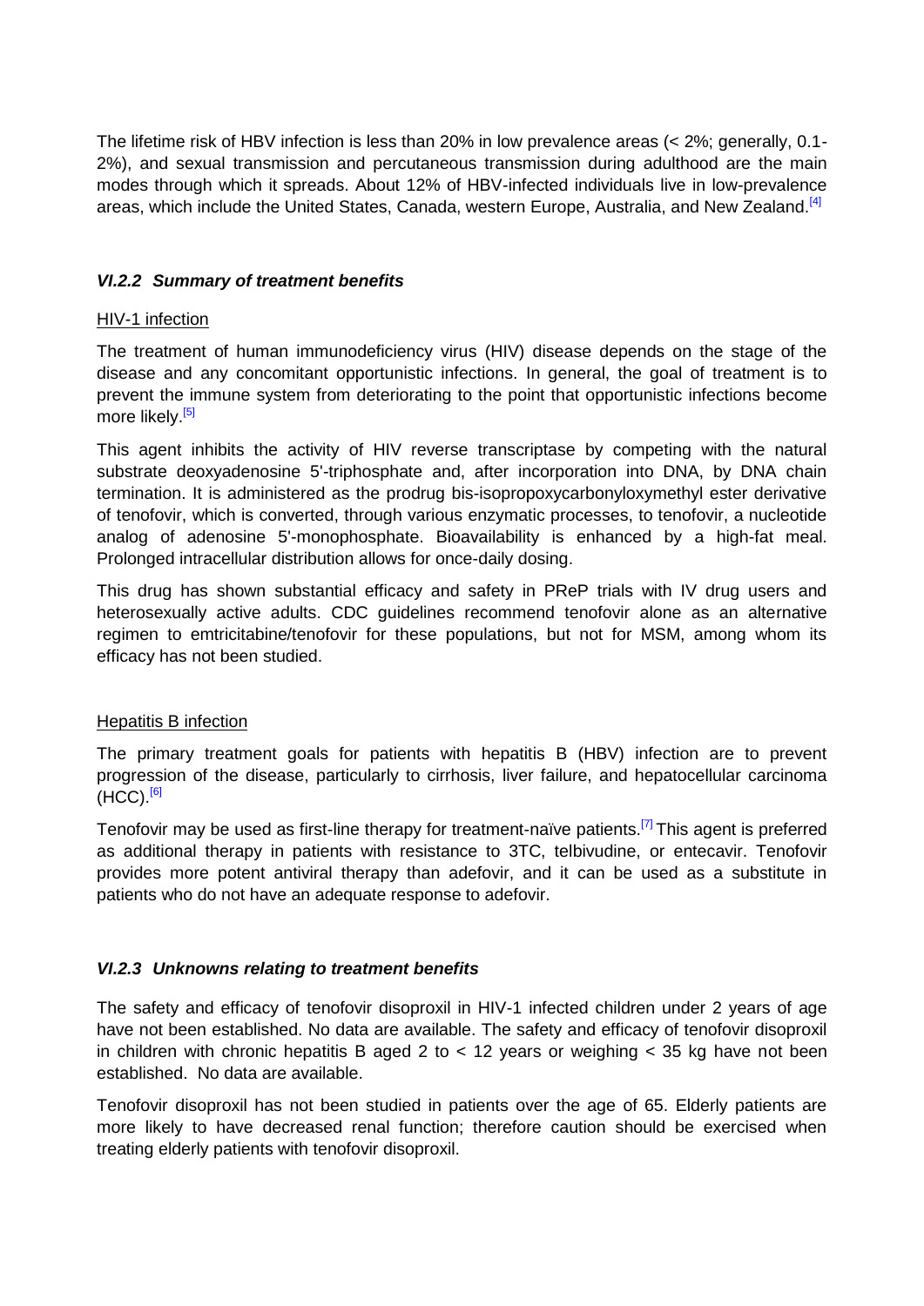The lifetime risk of HBV infection is less than 20% in low prevalence areas (< 2%; generally, 0.1-2%), and sexual transmission and percutaneous transmission during adulthood are the main modes through which it spreads. About 12% of HBV-infected individuals live in low-prevalence areas, which include the United States, Canada, western Europe, Australia, and New Zealand.[4]

### *VI.2.2 Summary of treatment benefits*

HIV-1 infection

The treatment of human immunodeficiency virus (HIV) disease depends on the stage of the disease and any concomitant opportunistic infections. In general, the goal of treatment is to prevent the immune system from deteriorating to the point that opportunistic infections become more likely.[5]

This agent inhibits the activity of HIV reverse transcriptase by competing with the natural substrate deoxyadenosine 5'-triphosphate and, after incorporation into DNA, by DNA chain termination. It is administered as the prodrug bis-isopropoxycarbonyloxymethyl ester derivative of tenofovir, which is converted, through various enzymatic processes, to tenofovir, a nucleotide analog of adenosine 5'-monophosphate. Bioavailability is enhanced by a high-fat meal. Prolonged intracellular distribution allows for once-daily dosing.

This drug has shown substantial efficacy and safety in PReP trials with IV drug users and heterosexually active adults. CDC guidelines recommend tenofovir alone as an alternative regimen to emtricitabine/tenofovir for these populations, but not for MSM, among whom its efficacy has not been studied.

Hepatitis B infection

The primary treatment goals for patients with hepatitis B (HBV) infection are to prevent progression of the disease, particularly to cirrhosis, liver failure, and hepatocellular carcinoma (HCC).[6]

Tenofovir may be used as first-line therapy for treatment-naïve patients.[7] This agent is preferred as additional therapy in patients with resistance to 3TC, telbivudine, or entecavir. Tenofovir provides more potent antiviral therapy than adefovir, and it can be used as a substitute in patients who do not have an adequate response to adefovir.

### *VI.2.3 Unknowns relating to treatment benefits*

The safety and efficacy of tenofovir disoproxil in HIV-1 infected children under 2 years of age have not been established. No data are available. The safety and efficacy of tenofovir disoproxil in children with chronic hepatitis B aged 2 to < 12 years or weighing < 35 kg have not been established. No data are available.

Tenofovir disoproxil has not been studied in patients over the age of 65. Elderly patients are more likely to have decreased renal function; therefore caution should be exercised when treating elderly patients with tenofovir disoproxil.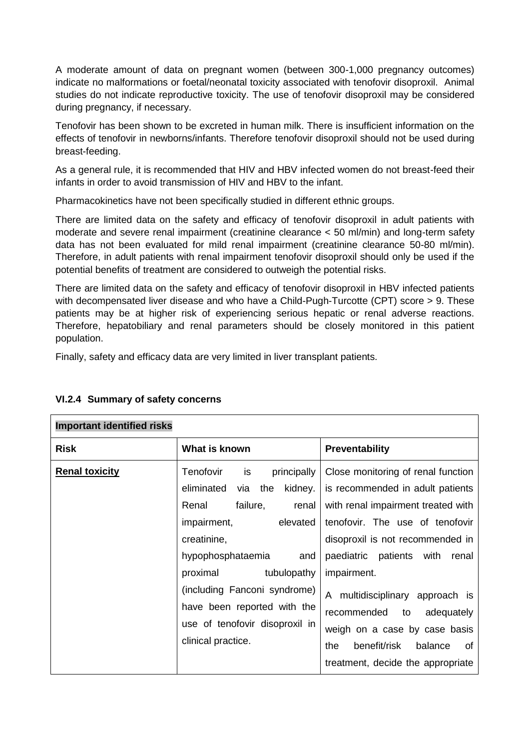A moderate amount of data on pregnant women (between 300-1,000 pregnancy outcomes) indicate no malformations or foetal/neonatal toxicity associated with tenofovir disoproxil. Animal studies do not indicate reproductive toxicity. The use of tenofovir disoproxil may be considered during pregnancy, if necessary.

Tenofovir has been shown to be excreted in human milk. There is insufficient information on the effects of tenofovir in newborns/infants. Therefore tenofovir disoproxil should not be used during breast-feeding.

As a general rule, it is recommended that HIV and HBV infected women do not breast-feed their infants in order to avoid transmission of HIV and HBV to the infant.

Pharmacokinetics have not been specifically studied in different ethnic groups.

There are limited data on the safety and efficacy of tenofovir disoproxil in adult patients with moderate and severe renal impairment (creatinine clearance < 50 ml/min) and long-term safety data has not been evaluated for mild renal impairment (creatinine clearance 50-80 ml/min). Therefore, in adult patients with renal impairment tenofovir disoproxil should only be used if the potential benefits of treatment are considered to outweigh the potential risks.

There are limited data on the safety and efficacy of tenofovir disoproxil in HBV infected patients with decompensated liver disease and who have a Child-Pugh-Turcotte (CPT) score > 9. These patients may be at higher risk of experiencing serious hepatic or renal adverse reactions. Therefore, hepatobiliary and renal parameters should be closely monitored in this patient population.

Finally, safety and efficacy data are very limited in liver transplant patients.

### VI.2.4 Summary of safety concerns

| **Important identified risks** | | |
|---|---|---|
| **Risk** | **What is known** | **Preventability** |
| **Renal toxicity** | Tenofovir is principally eliminated via the kidney. Renal failure, renal impairment, elevated creatinine, hypophosphataemia and proximal tubulopathy (including Fanconi syndrome) have been reported with the use of tenofovir disoproxil in clinical practice. | Close monitoring of renal function is recommended in adult patients with renal impairment treated with tenofovir. The use of tenofovir disoproxil is not recommended in paediatric patients with renal impairment.<br><br>A multidisciplinary approach is recommended to adequately weigh on a case by case basis the benefit/risk balance of treatment, decide the appropriate |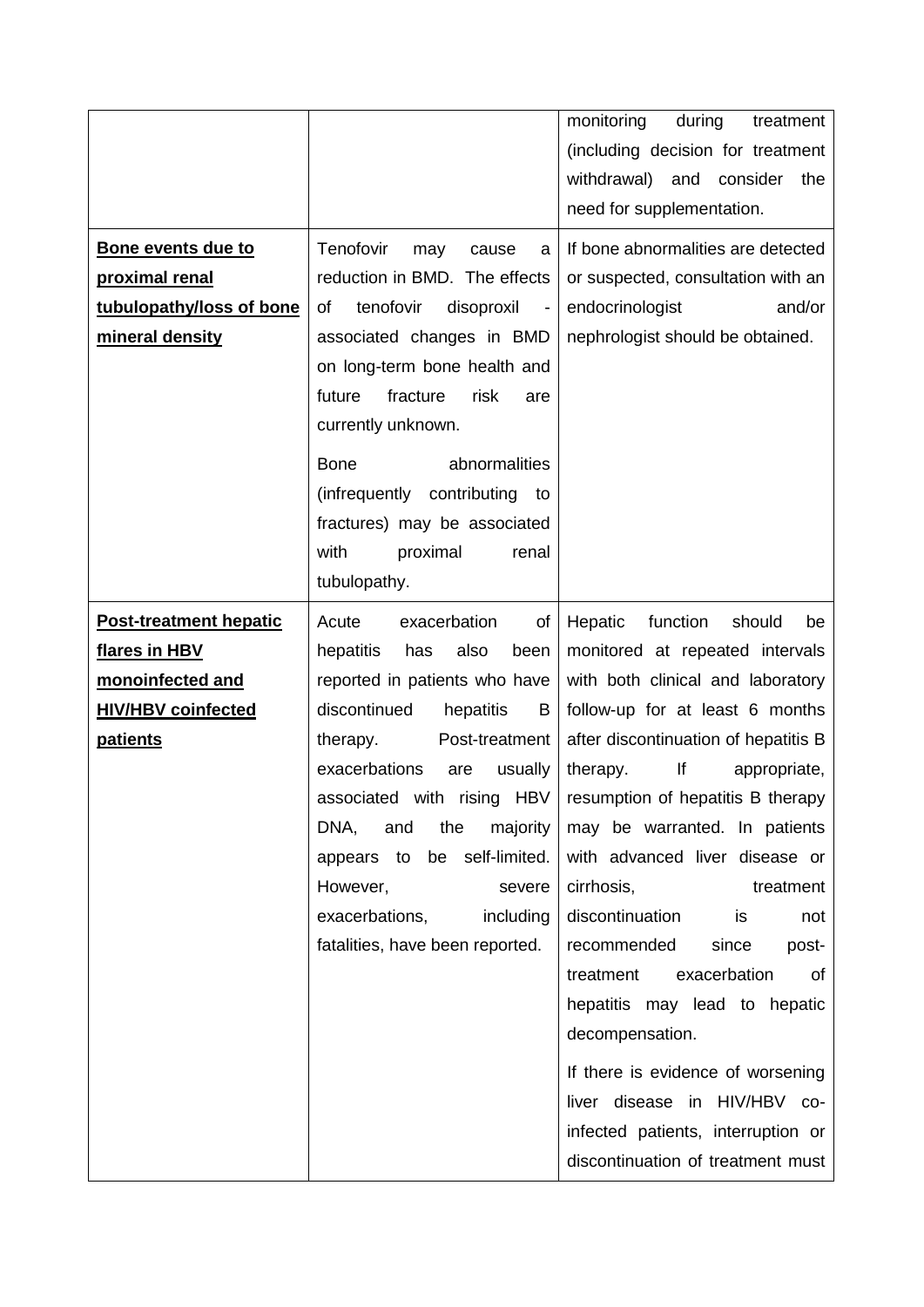| | | |
|---|---|---|
| | | monitoring during treatment (including decision for treatment withdrawal) and consider the need for supplementation. |
| **Bone events due to proximal renal tubulopathy/loss of bone mineral density** | Tenofovir may cause a reduction in BMD. The effects of tenofovir disoproxil - associated changes in BMD on long-term bone health and future fracture risk are currently unknown.<br><br>Bone abnormalities (infrequently contributing to fractures) may be associated with proximal renal tubulopathy. | If bone abnormalities are detected or suspected, consultation with an endocrinologist and/or nephrologist should be obtained. |
| **Post-treatment hepatic flares in HBV monoinfected and HIV/HBV coinfected patients** | Acute exacerbation of hepatitis has also been reported in patients who have discontinued hepatitis B therapy. Post-treatment exacerbations are usually associated with rising HBV DNA, and the majority appears to be self-limited. However, severe exacerbations, including fatalities, have been reported. | Hepatic function should be monitored at repeated intervals with both clinical and laboratory follow-up for at least 6 months after discontinuation of hepatitis B therapy. If appropriate, resumption of hepatitis B therapy may be warranted. In patients with advanced liver disease or cirrhosis, treatment discontinuation is not recommended since post-treatment exacerbation of hepatitis may lead to hepatic decompensation.<br><br>If there is evidence of worsening liver disease in HIV/HBV co-infected patients, interruption or discontinuation of treatment must |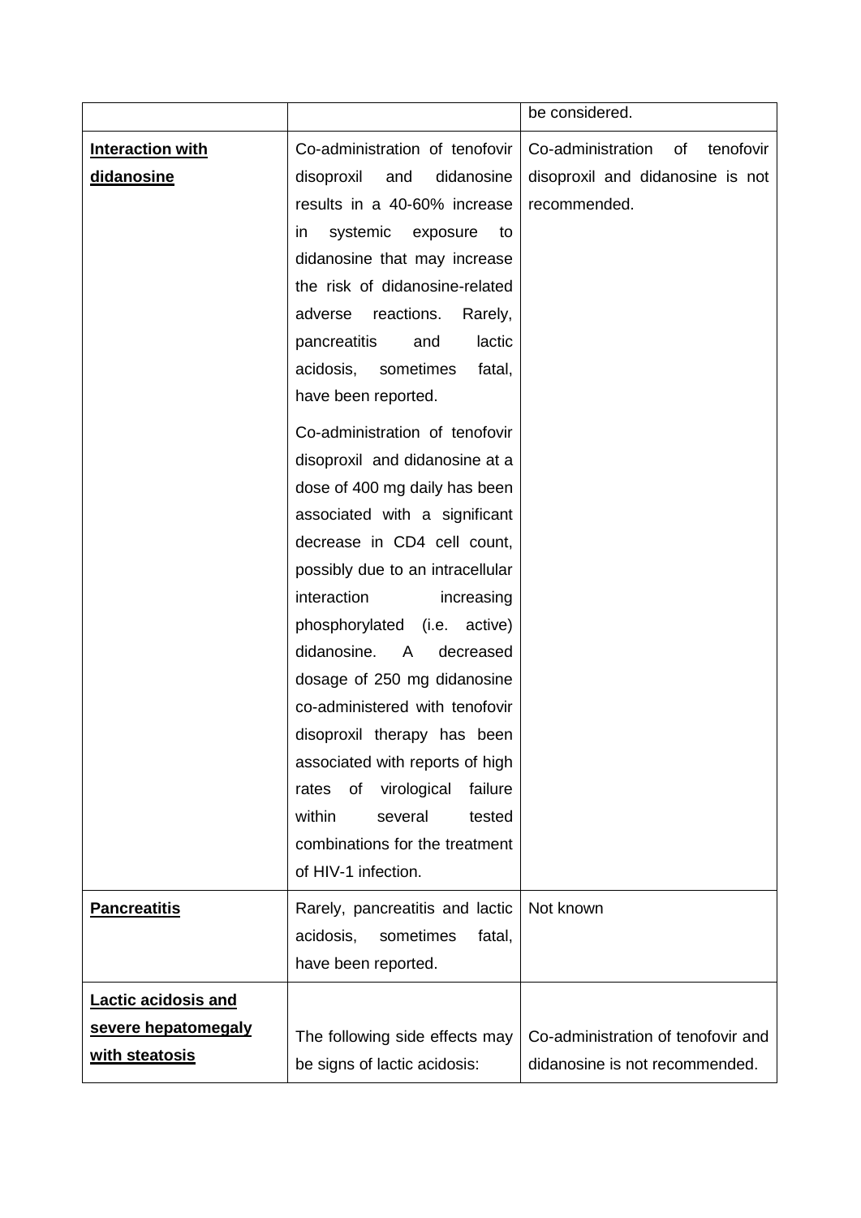| | | |
|---|---|---|
| | | be considered. |
| **<u>Interaction with didanosine</u>** | Co-administration of tenofovir disoproxil and didanosine results in a 40-60% increase in systemic exposure to didanosine that may increase the risk of didanosine-related adverse reactions. Rarely, pancreatitis and lactic acidosis, sometimes fatal, have been reported.<br><br>Co-administration of tenofovir disoproxil and didanosine at a dose of 400 mg daily has been associated with a significant decrease in CD4 cell count, possibly due to an intracellular interaction increasing phosphorylated (i.e. active) didanosine. A decreased dosage of 250 mg didanosine co-administered with tenofovir disoproxil therapy has been associated with reports of high rates of virological failure within several tested combinations for the treatment of HIV-1 infection. | Co-administration of tenofovir disoproxil and didanosine is not recommended. |
| **<u>Pancreatitis</u>** | Rarely, pancreatitis and lactic acidosis, sometimes fatal, have been reported. | Not known |
| **<u>Lactic acidosis and severe hepatomegaly with steatosis</u>** | The following side effects may be signs of lactic acidosis: | Co-administration of tenofovir and didanosine is not recommended. |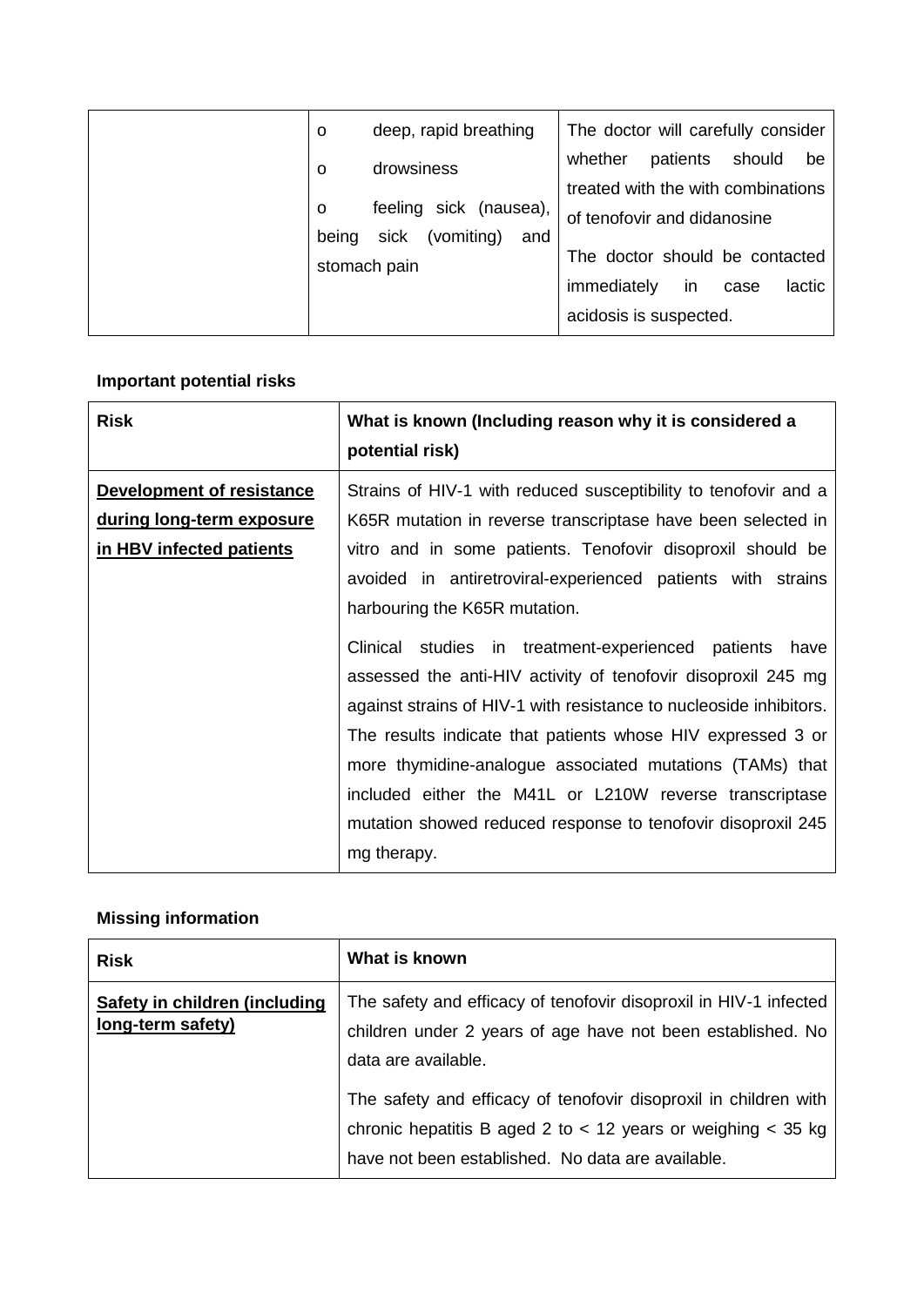| | | |
|---|---|---|
| | o deep, rapid breathing<br><br>o drowsiness<br><br>o feeling sick (nausea), being sick (vomiting) and stomach pain | The doctor will carefully consider whether patients should be treated with the with combinations of tenofovir and didanosine<br><br>The doctor should be contacted immediately in case lactic acidosis is suspected. |

**Important potential risks**

| Risk | What is known (Including reason why it is considered a potential risk) |
|---|---|
| <u>Development of resistance during long-term exposure in HBV infected patients</u> | Strains of HIV-1 with reduced susceptibility to tenofovir and a K65R mutation in reverse transcriptase have been selected in vitro and in some patients. Tenofovir disoproxil should be avoided in antiretroviral-experienced patients with strains harbouring the K65R mutation.<br><br>Clinical studies in treatment-experienced patients have assessed the anti-HIV activity of tenofovir disoproxil 245 mg against strains of HIV-1 with resistance to nucleoside inhibitors. The results indicate that patients whose HIV expressed 3 or more thymidine-analogue associated mutations (TAMs) that included either the M41L or L210W reverse transcriptase mutation showed reduced response to tenofovir disoproxil 245 mg therapy. |

**Missing information**

| Risk | What is known |
|---|---|
| <u>Safety in children (including long-term safety)</u> | The safety and efficacy of tenofovir disoproxil in HIV-1 infected children under 2 years of age have not been established. No data are available.<br><br>The safety and efficacy of tenofovir disoproxil in children with chronic hepatitis B aged 2 to < 12 years or weighing < 35 kg have not been established. No data are available. |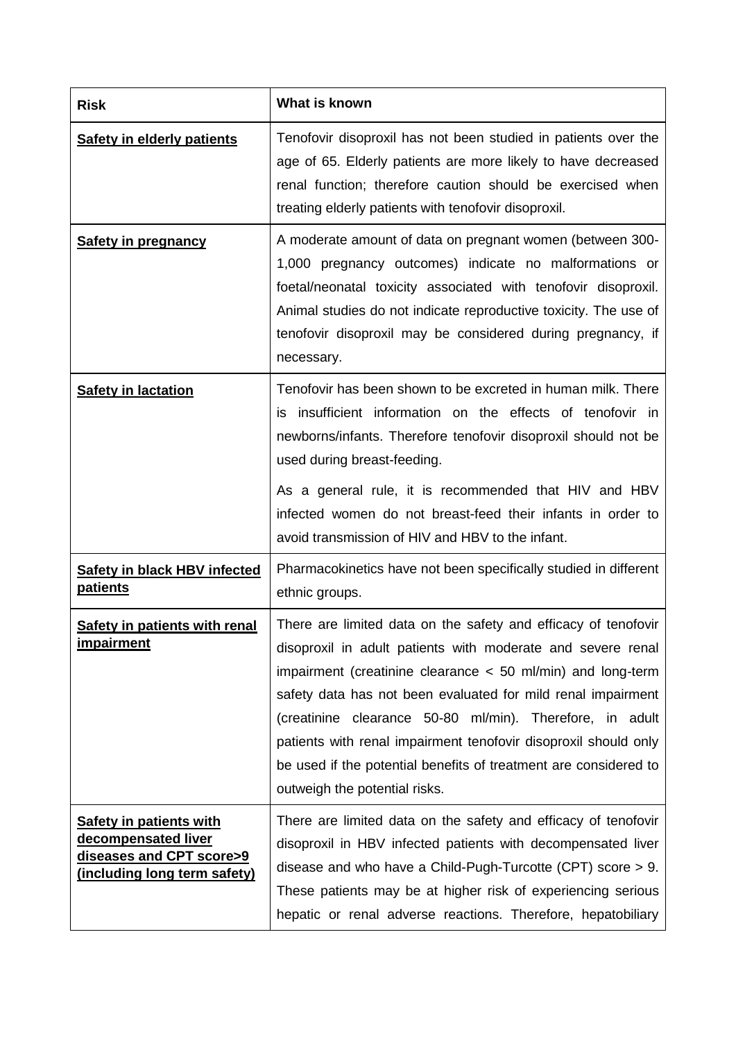| Risk | What is known |
|---|---|
| **Safety in elderly patients** | Tenofovir disoproxil has not been studied in patients over the age of 65. Elderly patients are more likely to have decreased renal function; therefore caution should be exercised when treating elderly patients with tenofovir disoproxil. |
| **Safety in pregnancy** | A moderate amount of data on pregnant women (between 300-1,000 pregnancy outcomes) indicate no malformations or foetal/neonatal toxicity associated with tenofovir disoproxil. Animal studies do not indicate reproductive toxicity. The use of tenofovir disoproxil may be considered during pregnancy, if necessary. |
| **Safety in lactation** | Tenofovir has been shown to be excreted in human milk. There is insufficient information on the effects of tenofovir in newborns/infants. Therefore tenofovir disoproxil should not be used during breast-feeding.<br><br>As a general rule, it is recommended that HIV and HBV infected women do not breast-feed their infants in order to avoid transmission of HIV and HBV to the infant. |
| **Safety in black HBV infected patients** | Pharmacokinetics have not been specifically studied in different ethnic groups. |
| **Safety in patients with renal impairment** | There are limited data on the safety and efficacy of tenofovir disoproxil in adult patients with moderate and severe renal impairment (creatinine clearance < 50 ml/min) and long-term safety data has not been evaluated for mild renal impairment (creatinine clearance 50-80 ml/min). Therefore, in adult patients with renal impairment tenofovir disoproxil should only be used if the potential benefits of treatment are considered to outweigh the potential risks. |
| **Safety in patients with decompensated liver diseases and CPT score>9 (including long term safety)** | There are limited data on the safety and efficacy of tenofovir disoproxil in HBV infected patients with decompensated liver disease and who have a Child-Pugh-Turcotte (CPT) score > 9. These patients may be at higher risk of experiencing serious hepatic or renal adverse reactions. Therefore, hepatobiliary |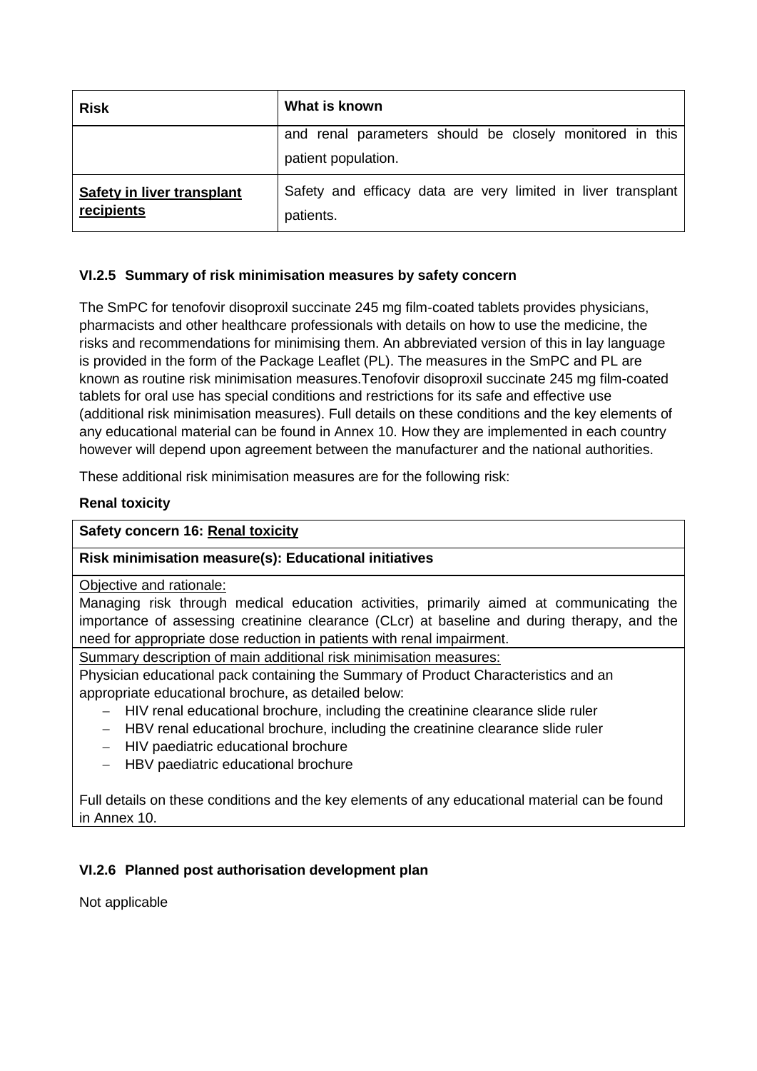| Risk | What is known |
| --- | --- |
| | and renal parameters should be closely monitored in this patient population. |
| **Safety in liver transplant recipients** | Safety and efficacy data are very limited in liver transplant patients. |

### VI.2.5 Summary of risk minimisation measures by safety concern

The SmPC for tenofovir disoproxil succinate 245 mg film-coated tablets provides physicians, pharmacists and other healthcare professionals with details on how to use the medicine, the risks and recommendations for minimising them. An abbreviated version of this in lay language is provided in the form of the Package Leaflet (PL). The measures in the SmPC and PL are known as routine risk minimisation measures.Tenofovir disoproxil succinate 245 mg film-coated tablets for oral use has special conditions and restrictions for its safe and effective use (additional risk minimisation measures). Full details on these conditions and the key elements of any educational material can be found in Annex 10. How they are implemented in each country however will depend upon agreement between the manufacturer and the national authorities.

These additional risk minimisation measures are for the following risk:

**Renal toxicity**

| Safety concern 16: Renal toxicity |
| --- |
| **Risk minimisation measure(s): Educational initiatives** |
| Objective and rationale:<br>Managing risk through medical education activities, primarily aimed at communicating the importance of assessing creatinine clearance (CLcr) at baseline and during therapy, and the need for appropriate dose reduction in patients with renal impairment. |
| Summary description of main additional risk minimisation measures:<br>Physician educational pack containing the Summary of Product Characteristics and an appropriate educational brochure, as detailed below:<br>– HIV renal educational brochure, including the creatinine clearance slide ruler<br>– HBV renal educational brochure, including the creatinine clearance slide ruler<br>– HIV paediatric educational brochure<br>– HBV paediatric educational brochure<br><br>Full details on these conditions and the key elements of any educational material can be found in Annex 10. |

### VI.2.6 Planned post authorisation development plan

Not applicable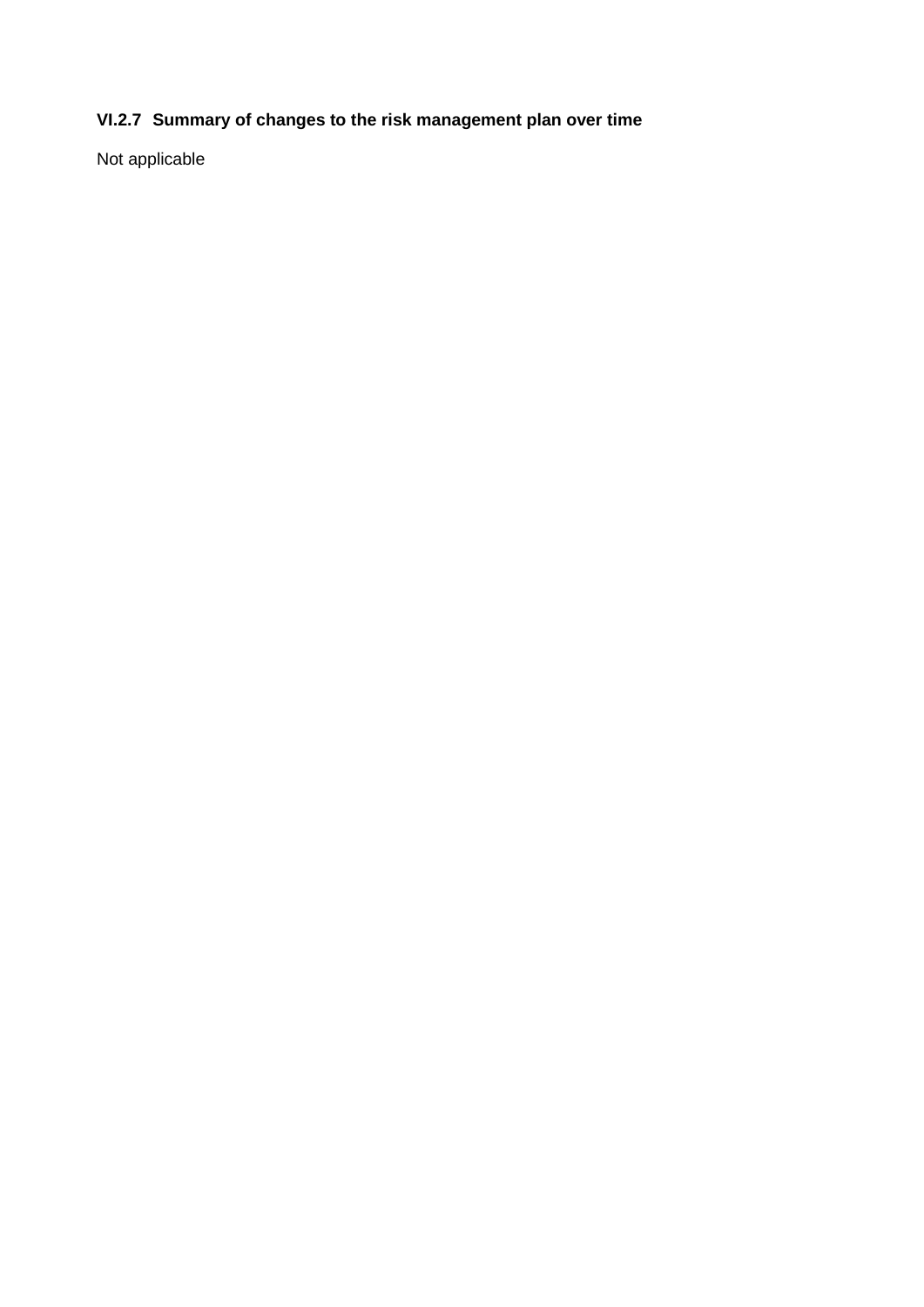### VI.2.7 Summary of changes to the risk management plan over time

Not applicable